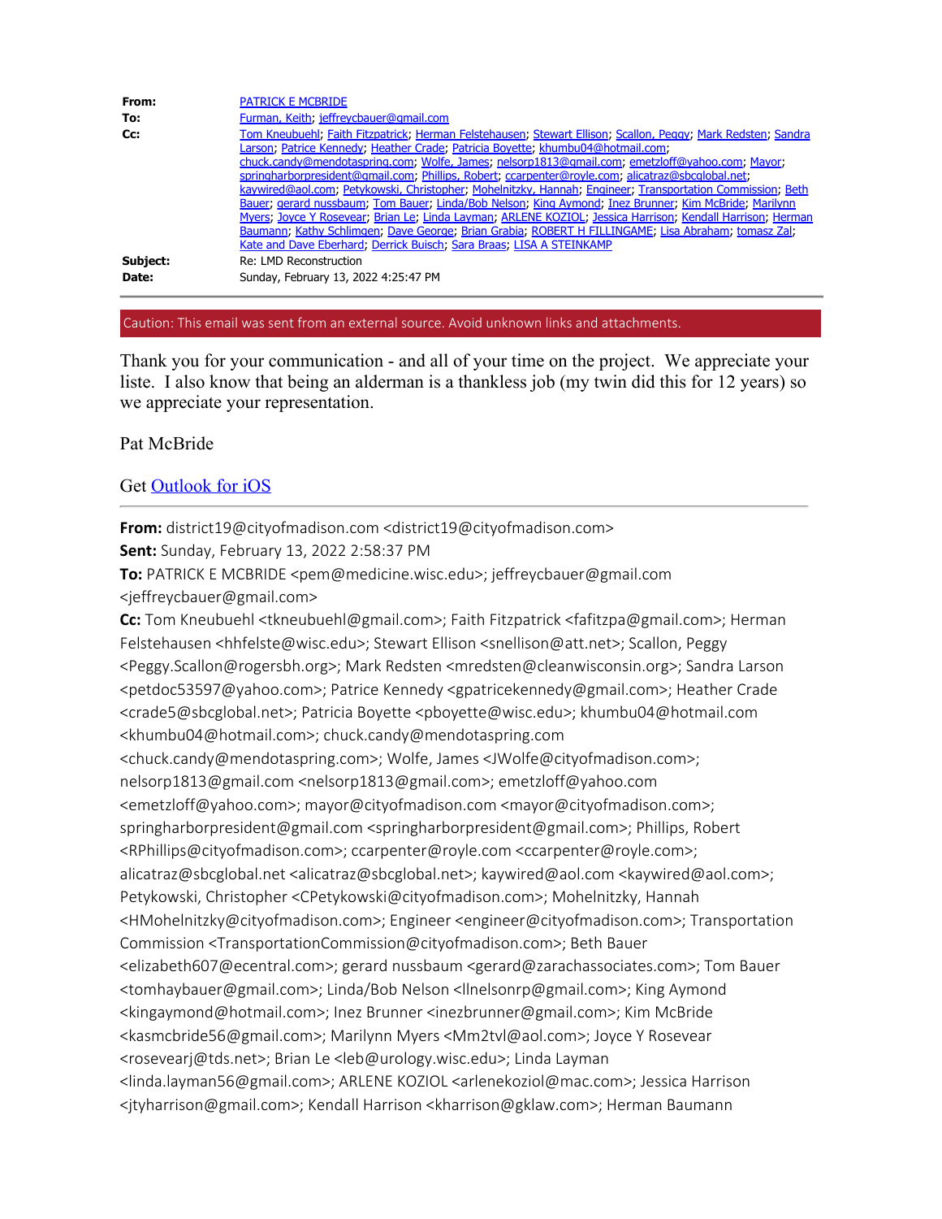**From:** PATRICK E MCBRIDE
**To:** Furman, Keith; jeffreycbauer@gmail.com
**Cc:** Tom Kneubuehl; Faith Fitzpatrick; Herman Felstehausen; Stewart Ellison; Scallon, Peggy; Mark Redsten; Sandra Larson; Patrice Kennedy; Heather Crade; Patricia Boyette; khumbu04@hotmail.com; chuck.candy@mendotaspring.com; Wolfe, James; nelsorp1813@gmail.com; emetzloff@yahoo.com; Mayor; springharborpresident@gmail.com; Phillips, Robert; ccarpenter@royle.com; alicatraz@sbcglobal.net; kaywired@aol.com; Petykowski, Christopher; Mohelnitzky, Hannah; Engineer; Transportation Commission; Beth Bauer; gerard nussbaum; Tom Bauer; Linda/Bob Nelson; King Aymond; Inez Brunner; Kim McBride; Marilynn Myers; Joyce Y Rosevear; Brian Le; Linda Layman; ARLENE KOZIOL; Jessica Harrison; Kendall Harrison; Herman Baumann; Kathy Schlimgen; Dave George; Brian Grabia; ROBERT H FILLINGAME; Lisa Abraham; tomasz Zal; Kate and Dave Eberhard; Derrick Buisch; Sara Braas; LISA A STEINKAMP
**Subject:** Re: LMD Reconstruction
**Date:** Sunday, February 13, 2022 4:25:47 PM

Caution: This email was sent from an external source. Avoid unknown links and attachments.

Thank you for your communication - and all of your time on the project. We appreciate your liste. I also know that being an alderman is a thankless job (my twin did this for 12 years) so we appreciate your representation.

Pat McBride

Get Outlook for iOS

---

**From:** district19@cityofmadison.com <district19@cityofmadison.com>
**Sent:** Sunday, February 13, 2022 2:58:37 PM
**To:** PATRICK E MCBRIDE <pem@medicine.wisc.edu>; jeffreycbauer@gmail.com <jeffreycbauer@gmail.com>
**Cc:** Tom Kneubuehl <tkneubuehl@gmail.com>; Faith Fitzpatrick <fafitzpa@gmail.com>; Herman Felstehausen <hhfelste@wisc.edu>; Stewart Ellison <snellison@att.net>; Scallon, Peggy <Peggy.Scallon@rogersbh.org>; Mark Redsten <mredsten@cleanwisconsin.org>; Sandra Larson <petdoc53597@yahoo.com>; Patrice Kennedy <gpatricekennedy@gmail.com>; Heather Crade <crade5@sbcglobal.net>; Patricia Boyette <pboyette@wisc.edu>; khumbu04@hotmail.com <khumbu04@hotmail.com>; chuck.candy@mendotaspring.com <chuck.candy@mendotaspring.com>; Wolfe, James <JWolfe@cityofmadison.com>; nelsorp1813@gmail.com <nelsorp1813@gmail.com>; emetzloff@yahoo.com <emetzloff@yahoo.com>; mayor@cityofmadison.com <mayor@cityofmadison.com>; springharborpresident@gmail.com <springharborpresident@gmail.com>; Phillips, Robert <RPhillips@cityofmadison.com>; ccarpenter@royle.com <ccarpenter@royle.com>; alicatraz@sbcglobal.net <alicatraz@sbcglobal.net>; kaywired@aol.com <kaywired@aol.com>; Petykowski, Christopher <CPetykowski@cityofmadison.com>; Mohelnitzky, Hannah <HMohelnitzky@cityofmadison.com>; Engineer <engineer@cityofmadison.com>; Transportation Commission <TransportationCommission@cityofmadison.com>; Beth Bauer <elizabeth607@ecentral.com>; gerard nussbaum <gerard@zarachassociates.com>; Tom Bauer <tomhaybauer@gmail.com>; Linda/Bob Nelson <llnelsonrp@gmail.com>; King Aymond <kingaymond@hotmail.com>; Inez Brunner <inezbrunner@gmail.com>; Kim McBride <kasmcbride56@gmail.com>; Marilynn Myers <Mm2tvl@aol.com>; Joyce Y Rosevear <rosevearj@tds.net>; Brian Le <leb@urology.wisc.edu>; Linda Layman <linda.layman56@gmail.com>; ARLENE KOZIOL <arlenekoziol@mac.com>; Jessica Harrison <jtyharrison@gmail.com>; Kendall Harrison <kharrison@gklaw.com>; Herman Baumann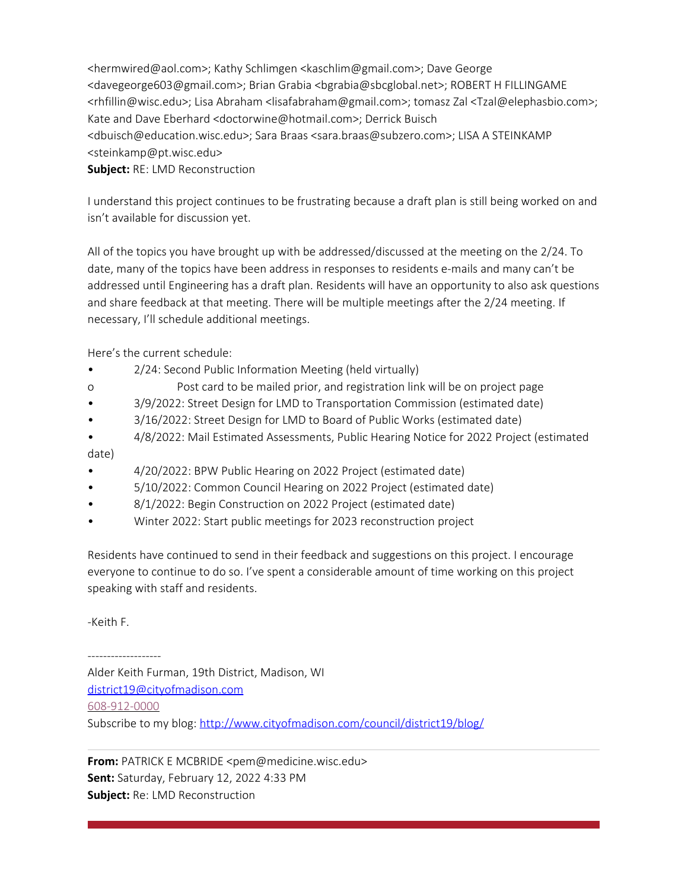<hermwired@aol.com>; Kathy Schlimgen <kaschlim@gmail.com>; Dave George <davegeorge603@gmail.com>; Brian Grabia <bgrabia@sbcglobal.net>; ROBERT H FILLINGAME <rhfillin@wisc.edu>; Lisa Abraham <lisafabraham@gmail.com>; tomasz Zal <Tzal@elephasbio.com>; Kate and Dave Eberhard <doctorwine@hotmail.com>; Derrick Buisch <dbuisch@education.wisc.edu>; Sara Braas <sara.braas@subzero.com>; LISA A STEINKAMP <steinkamp@pt.wisc.edu>
**Subject:** RE: LMD Reconstruction

I understand this project continues to be frustrating because a draft plan is still being worked on and isn't available for discussion yet.

All of the topics you have brought up with be addressed/discussed at the meeting on the 2/24. To date, many of the topics have been address in responses to residents e-mails and many can't be addressed until Engineering has a draft plan. Residents will have an opportunity to also ask questions and share feedback at that meeting. There will be multiple meetings after the 2/24 meeting. If necessary, I'll schedule additional meetings.

Here's the current schedule:

- 2/24: Second Public Information Meeting (held virtually)
  - Post card to be mailed prior, and registration link will be on project page
- 3/9/2022: Street Design for LMD to Transportation Commission (estimated date)
- 3/16/2022: Street Design for LMD to Board of Public Works (estimated date)
- 4/8/2022: Mail Estimated Assessments, Public Hearing Notice for 2022 Project (estimated date)
- 4/20/2022: BPW Public Hearing on 2022 Project (estimated date)
- 5/10/2022: Common Council Hearing on 2022 Project (estimated date)
- 8/1/2022: Begin Construction on 2022 Project (estimated date)
- Winter 2022: Start public meetings for 2023 reconstruction project

Residents have continued to send in their feedback and suggestions on this project. I encourage everyone to continue to do so. I've spent a considerable amount of time working on this project speaking with staff and residents.

-Keith F.

-------------------
Alder Keith Furman, 19th District, Madison, WI
district19@cityofmadison.com
608-912-0000
Subscribe to my blog: http://www.cityofmadison.com/council/district19/blog/

---

**From:** PATRICK E MCBRIDE <pem@medicine.wisc.edu>
**Sent:** Saturday, February 12, 2022 4:33 PM
**Subject:** Re: LMD Reconstruction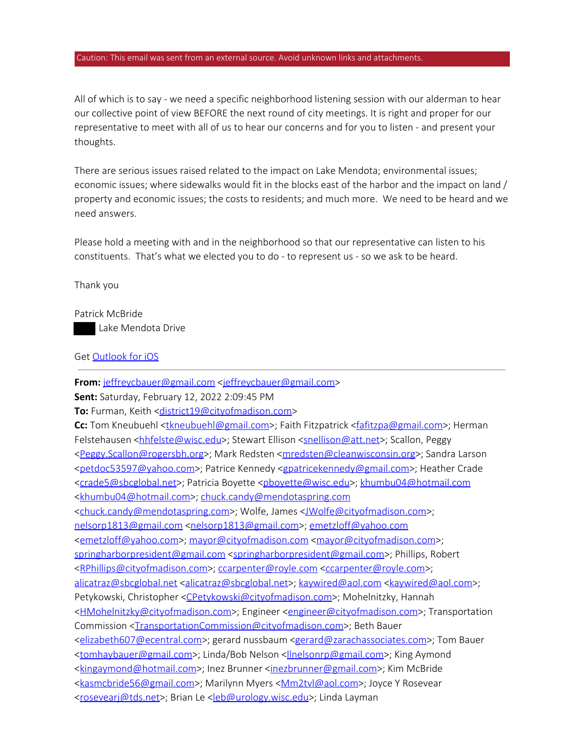Caution: This email was sent from an external source. Avoid unknown links and attachments.

All of which is to say - we need a specific neighborhood listening session with our alderman to hear our collective point of view BEFORE the next round of city meetings. It is right and proper for our representative to meet with all of us to hear our concerns and for you to listen - and present your thoughts.

There are serious issues raised related to the impact on Lake Mendota; environmental issues; economic issues; where sidewalks would fit in the blocks east of the harbor and the impact on land / property and economic issues; the costs to residents; and much more. We need to be heard and we need answers.

Please hold a meeting with and in the neighborhood so that our representative can listen to his constituents. That's what we elected you to do - to represent us - so we ask to be heard.

Thank you

Patrick McBride
████ Lake Mendota Drive

Get Outlook for iOS

---

**From:** jeffreycbauer@gmail.com <jeffreycbauer@gmail.com>
**Sent:** Saturday, February 12, 2022 2:09:45 PM
**To:** Furman, Keith <district19@cityofmadison.com>
**Cc:** Tom Kneubuehl <tkneubuehl@gmail.com>; Faith Fitzpatrick <fafitzpa@gmail.com>; Herman Felstehausen <hhfelste@wisc.edu>; Stewart Ellison <snellison@att.net>; Scallon, Peggy <Peggy.Scallon@rogersbh.org>; Mark Redsten <mredsten@cleanwisconsin.org>; Sandra Larson <petdoc53597@yahoo.com>; Patrice Kennedy <gpatricekennedy@gmail.com>; Heather Crade <crade5@sbcglobal.net>; Patricia Boyette <pboyette@wisc.edu>; khumbu04@hotmail.com <khumbu04@hotmail.com>; chuck.candy@mendotaspring.com <chuck.candy@mendotaspring.com>; Wolfe, James <JWolfe@cityofmadison.com>; nelsorp1813@gmail.com <nelsorp1813@gmail.com>; emetzloff@yahoo.com <emetzloff@yahoo.com>; mayor@cityofmadison.com <mayor@cityofmadison.com>; springharborpresident@gmail.com <springharborpresident@gmail.com>; Phillips, Robert <RPhillips@cityofmadison.com>; ccarpenter@royle.com <ccarpenter@royle.com>; alicatraz@sbcglobal.net <alicatraz@sbcglobal.net>; kaywired@aol.com <kaywired@aol.com>; Petykowski, Christopher <CPetykowski@cityofmadison.com>; Mohelnitzky, Hannah <HMohelnitzky@cityofmadison.com>; Engineer <engineer@cityofmadison.com>; Transportation Commission <TransportationCommission@cityofmadison.com>; Beth Bauer <elizabeth607@ecentral.com>; gerard nussbaum <gerard@zarachassociates.com>; Tom Bauer <tomhaybauer@gmail.com>; Linda/Bob Nelson <llnelsonrp@gmail.com>; King Aymond <kingaymond@hotmail.com>; Inez Brunner <inezbrunner@gmail.com>; Kim McBride <kasmcbride56@gmail.com>; Marilynn Myers <Mm2tvl@aol.com>; Joyce Y Rosevear <rosevearj@tds.net>; Brian Le <leb@urology.wisc.edu>; Linda Layman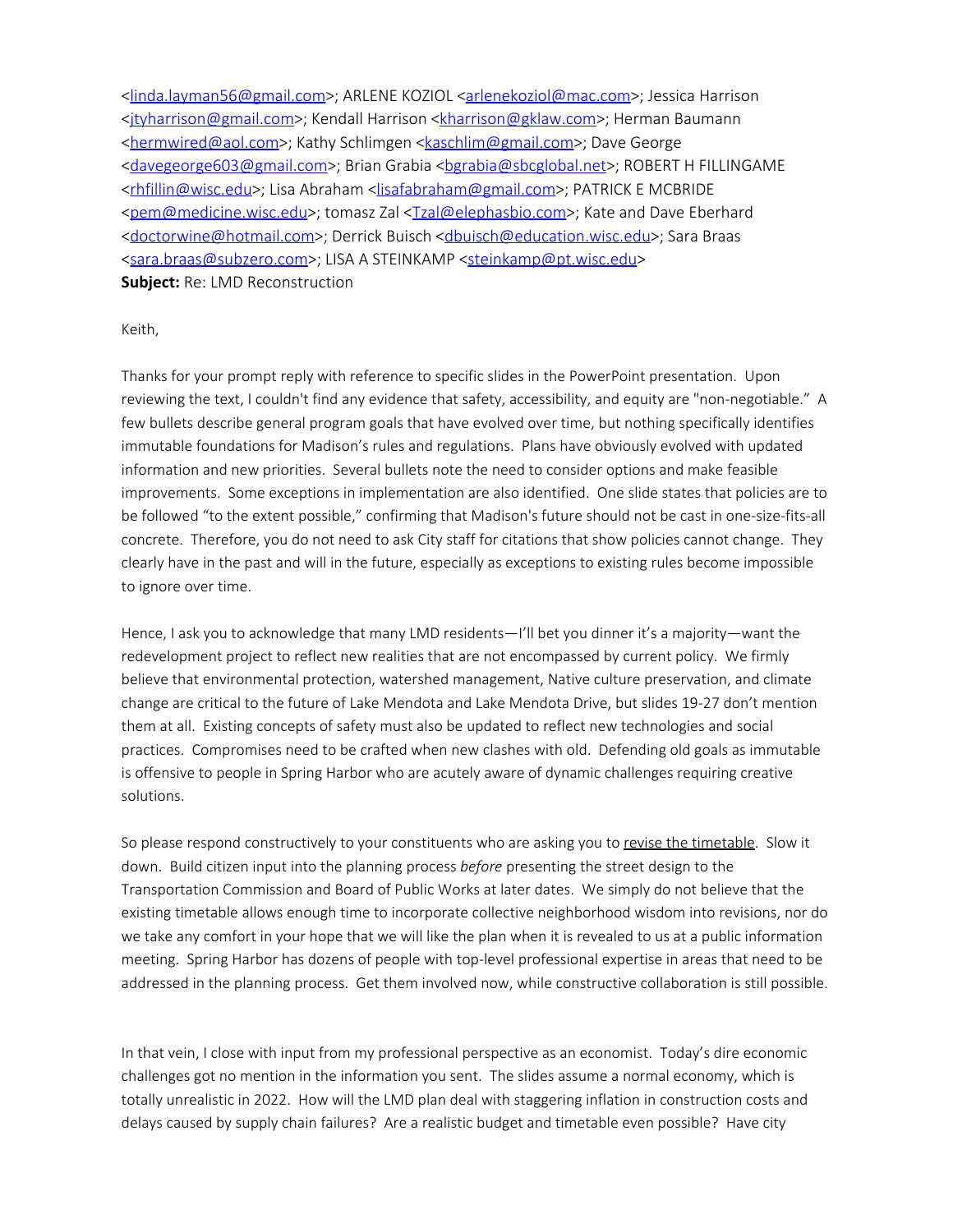<linda.layman56@gmail.com>; ARLENE KOZIOL <arlenekoziol@mac.com>; Jessica Harrison <jtyharrison@gmail.com>; Kendall Harrison <kharrison@gklaw.com>; Herman Baumann <hermwired@aol.com>; Kathy Schlimgen <kaschlim@gmail.com>; Dave George <davegeorge603@gmail.com>; Brian Grabia <bgrabia@sbcglobal.net>; ROBERT H FILLINGAME <rhfillin@wisc.edu>; Lisa Abraham <lisafabraham@gmail.com>; PATRICK E MCBRIDE <pem@medicine.wisc.edu>; tomasz Zal <Tzal@elephasbio.com>; Kate and Dave Eberhard <doctorwine@hotmail.com>; Derrick Buisch <dbuisch@education.wisc.edu>; Sara Braas <sara.braas@subzero.com>; LISA A STEINKAMP <steinkamp@pt.wisc.edu>
**Subject:** Re: LMD Reconstruction

Keith,

Thanks for your prompt reply with reference to specific slides in the PowerPoint presentation. Upon reviewing the text, I couldn't find any evidence that safety, accessibility, and equity are "non-negotiable." A few bullets describe general program goals that have evolved over time, but nothing specifically identifies immutable foundations for Madison's rules and regulations. Plans have obviously evolved with updated information and new priorities. Several bullets note the need to consider options and make feasible improvements. Some exceptions in implementation are also identified. One slide states that policies are to be followed "to the extent possible," confirming that Madison's future should not be cast in one-size-fits-all concrete. Therefore, you do not need to ask City staff for citations that show policies cannot change. They clearly have in the past and will in the future, especially as exceptions to existing rules become impossible to ignore over time.

Hence, I ask you to acknowledge that many LMD residents—I'll bet you dinner it's a majority—want the redevelopment project to reflect new realities that are not encompassed by current policy. We firmly believe that environmental protection, watershed management, Native culture preservation, and climate change are critical to the future of Lake Mendota and Lake Mendota Drive, but slides 19-27 don't mention them at all. Existing concepts of safety must also be updated to reflect new technologies and social practices. Compromises need to be crafted when new clashes with old. Defending old goals as immutable is offensive to people in Spring Harbor who are acutely aware of dynamic challenges requiring creative solutions.

So please respond constructively to your constituents who are asking you to revise the timetable. Slow it down. Build citizen input into the planning process *before* presenting the street design to the Transportation Commission and Board of Public Works at later dates. We simply do not believe that the existing timetable allows enough time to incorporate collective neighborhood wisdom into revisions, nor do we take any comfort in your hope that we will like the plan when it is revealed to us at a public information meeting. Spring Harbor has dozens of people with top-level professional expertise in areas that need to be addressed in the planning process. Get them involved now, while constructive collaboration is still possible.

In that vein, I close with input from my professional perspective as an economist. Today's dire economic challenges got no mention in the information you sent. The slides assume a normal economy, which is totally unrealistic in 2022. How will the LMD plan deal with staggering inflation in construction costs and delays caused by supply chain failures? Are a realistic budget and timetable even possible? Have city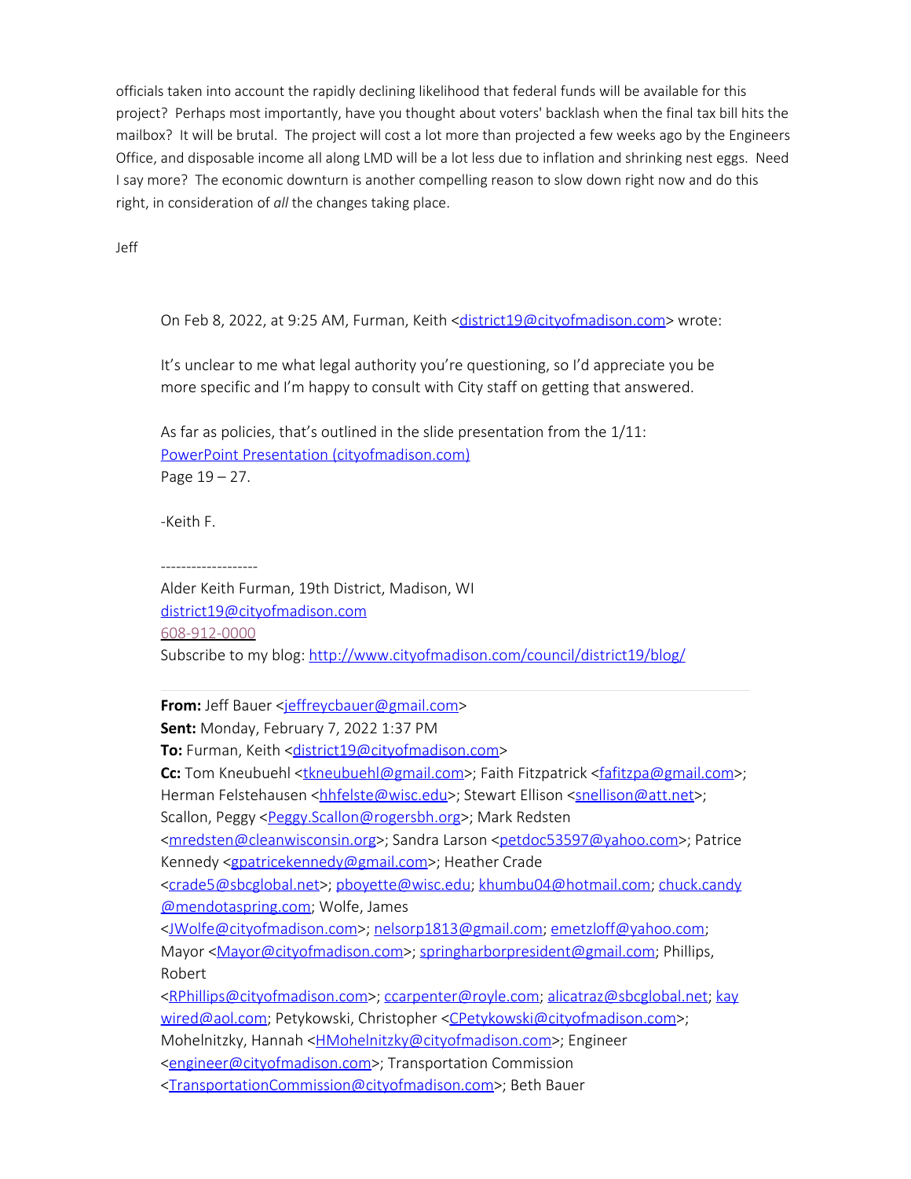officials taken into account the rapidly declining likelihood that federal funds will be available for this project? Perhaps most importantly, have you thought about voters' backlash when the final tax bill hits the mailbox? It will be brutal. The project will cost a lot more than projected a few weeks ago by the Engineers Office, and disposable income all along LMD will be a lot less due to inflation and shrinking nest eggs. Need I say more? The economic downturn is another compelling reason to slow down right now and do this right, in consideration of *all* the changes taking place.

Jeff

> On Feb 8, 2022, at 9:25 AM, Furman, Keith <district19@cityofmadison.com> wrote:
>
> It's unclear to me what legal authority you're questioning, so I'd appreciate you be more specific and I'm happy to consult with City staff on getting that answered.
>
> As far as policies, that's outlined in the slide presentation from the 1/11:
> [PowerPoint Presentation (cityofmadison.com)]
> Page 19 – 27.
>
> -Keith F.
>
> -------------------
> Alder Keith Furman, 19th District, Madison, WI
> district19@cityofmadison.com
> 608-912-0000
> Subscribe to my blog: http://www.cityofmadison.com/council/district19/blog/
>
> ---
>
> **From:** Jeff Bauer <jeffreycbauer@gmail.com>
> **Sent:** Monday, February 7, 2022 1:37 PM
> **To:** Furman, Keith <district19@cityofmadison.com>
> **Cc:** Tom Kneubuehl <tkneubuehl@gmail.com>; Faith Fitzpatrick <fafitzpa@gmail.com>; Herman Felstehausen <hhfelste@wisc.edu>; Stewart Ellison <snellison@att.net>; Scallon, Peggy <Peggy.Scallon@rogersbh.org>; Mark Redsten <mredsten@cleanwisconsin.org>; Sandra Larson <petdoc53597@yahoo.com>; Patrice Kennedy <gpatricekennedy@gmail.com>; Heather Crade <crade5@sbcglobal.net>; pboyette@wisc.edu; khumbu04@hotmail.com; chuck.candy@mendotaspring.com; Wolfe, James <JWolfe@cityofmadison.com>; nelsorp1813@gmail.com; emetzloff@yahoo.com; Mayor <Mayor@cityofmadison.com>; springharborpresident@gmail.com; Phillips, Robert <RPhillips@cityofmadison.com>; ccarpenter@royle.com; alicatraz@sbcglobal.net; kaywired@aol.com; Petykowski, Christopher <CPetykowski@cityofmadison.com>; Mohelnitzky, Hannah <HMohelnitzky@cityofmadison.com>; Engineer <engineer@cityofmadison.com>; Transportation Commission <TransportationCommission@cityofmadison.com>; Beth Bauer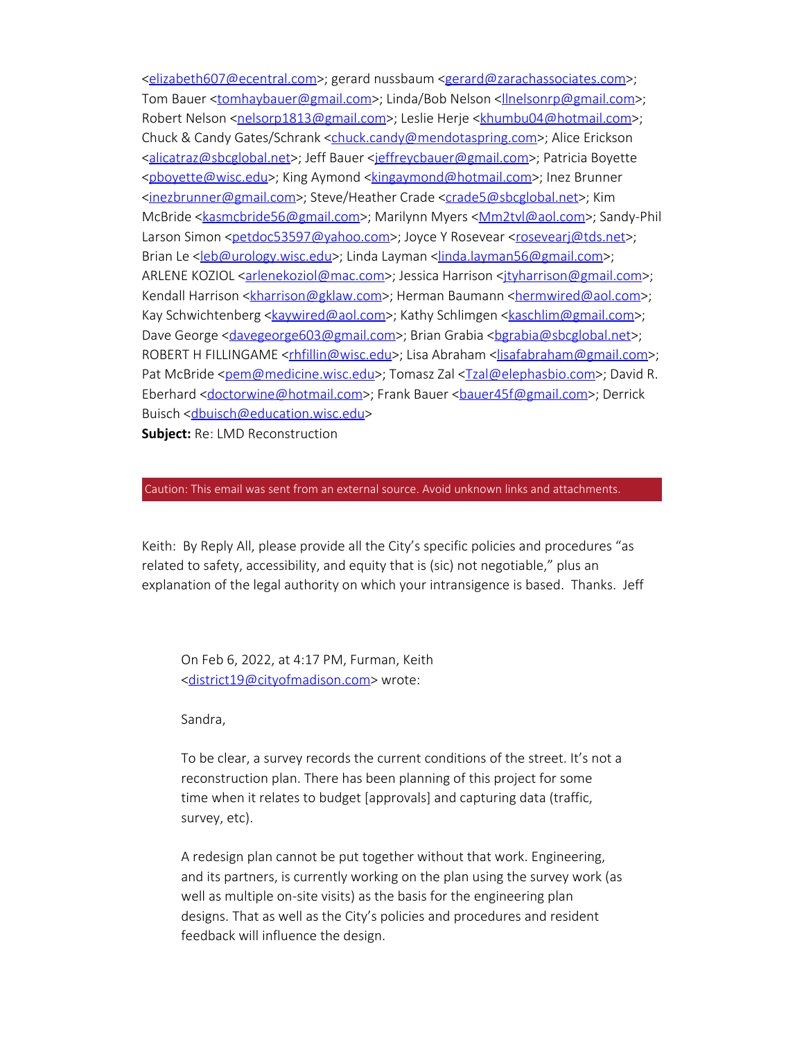<elizabeth607@ecentral.com>; gerard nussbaum <gerard@zarachassociates.com>; Tom Bauer <tomhaybauer@gmail.com>; Linda/Bob Nelson <llnelsonrp@gmail.com>; Robert Nelson <nelsorp1813@gmail.com>; Leslie Herje <khumbu04@hotmail.com>; Chuck & Candy Gates/Schrank <chuck.candy@mendotaspring.com>; Alice Erickson <alicatraz@sbcglobal.net>; Jeff Bauer <jeffreycbauer@gmail.com>; Patricia Boyette <pboyette@wisc.edu>; King Aymond <kingaymond@hotmail.com>; Inez Brunner <inezbrunner@gmail.com>; Steve/Heather Crade <crade5@sbcglobal.net>; Kim McBride <kasmcbride56@gmail.com>; Marilynn Myers <Mm2tvl@aol.com>; Sandy-Phil Larson Simon <petdoc53597@yahoo.com>; Joyce Y Rosevear <rosevearj@tds.net>; Brian Le <leb@urology.wisc.edu>; Linda Layman <linda.layman56@gmail.com>; ARLENE KOZIOL <arlenekoziol@mac.com>; Jessica Harrison <jtyharrison@gmail.com>; Kendall Harrison <kharrison@gklaw.com>; Herman Baumann <hermwired@aol.com>; Kay Schwichtenberg <kaywired@aol.com>; Kathy Schlimgen <kaschlim@gmail.com>; Dave George <davegeorge603@gmail.com>; Brian Grabia <bgrabia@sbcglobal.net>; ROBERT H FILLINGAME <rhfillin@wisc.edu>; Lisa Abraham <lisafabraham@gmail.com>; Pat McBride <pem@medicine.wisc.edu>; Tomasz Zal <Tzal@elephasbio.com>; David R. Eberhard <doctorwine@hotmail.com>; Frank Bauer <bauer45f@gmail.com>; Derrick Buisch <dbuisch@education.wisc.edu>

**Subject:** Re: LMD Reconstruction

Caution: This email was sent from an external source. Avoid unknown links and attachments.

Keith: By Reply All, please provide all the City's specific policies and procedures "as related to safety, accessibility, and equity that is (sic) not negotiable," plus an explanation of the legal authority on which your intransigence is based. Thanks. Jeff

> On Feb 6, 2022, at 4:17 PM, Furman, Keith <district19@cityofmadison.com> wrote:
>
> Sandra,
>
> To be clear, a survey records the current conditions of the street. It's not a reconstruction plan. There has been planning of this project for some time when it relates to budget [approvals] and capturing data (traffic, survey, etc).
>
> A redesign plan cannot be put together without that work. Engineering, and its partners, is currently working on the plan using the survey work (as well as multiple on-site visits) as the basis for the engineering plan designs. That as well as the City's policies and procedures and resident feedback will influence the design.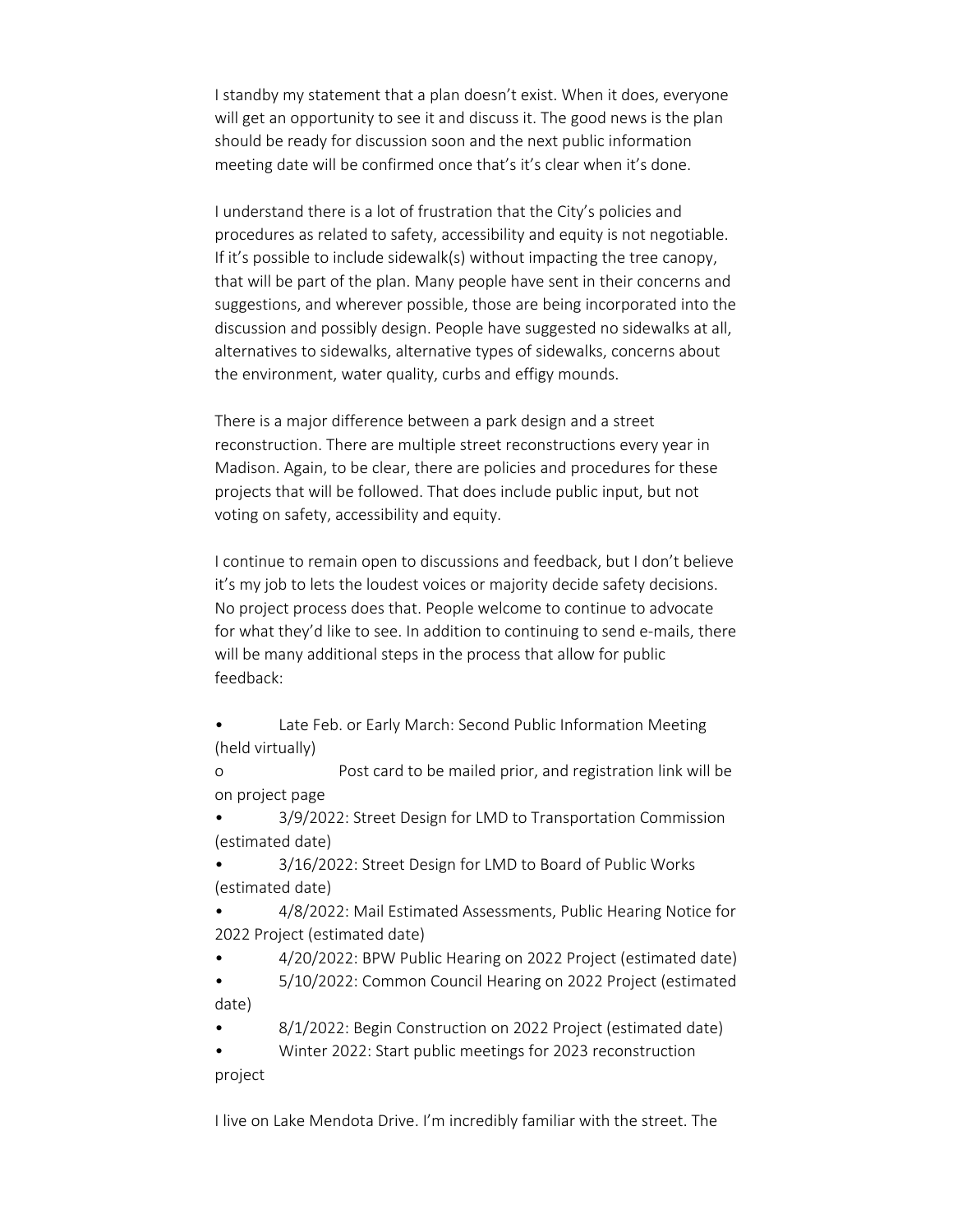I standby my statement that a plan doesn't exist. When it does, everyone will get an opportunity to see it and discuss it. The good news is the plan should be ready for discussion soon and the next public information meeting date will be confirmed once that's it's clear when it's done.

I understand there is a lot of frustration that the City's policies and procedures as related to safety, accessibility and equity is not negotiable. If it's possible to include sidewalk(s) without impacting the tree canopy, that will be part of the plan. Many people have sent in their concerns and suggestions, and wherever possible, those are being incorporated into the discussion and possibly design. People have suggested no sidewalks at all, alternatives to sidewalks, alternative types of sidewalks, concerns about the environment, water quality, curbs and effigy mounds.

There is a major difference between a park design and a street reconstruction. There are multiple street reconstructions every year in Madison. Again, to be clear, there are policies and procedures for these projects that will be followed. That does include public input, but not voting on safety, accessibility and equity.

I continue to remain open to discussions and feedback, but I don't believe it's my job to lets the loudest voices or majority decide safety decisions. No project process does that. People welcome to continue to advocate for what they'd like to see. In addition to continuing to send e-mails, there will be many additional steps in the process that allow for public feedback:

- Late Feb. or Early March: Second Public Information Meeting (held virtually)
  - Post card to be mailed prior, and registration link will be on project page
- 3/9/2022: Street Design for LMD to Transportation Commission (estimated date)
- 3/16/2022: Street Design for LMD to Board of Public Works (estimated date)
- 4/8/2022: Mail Estimated Assessments, Public Hearing Notice for 2022 Project (estimated date)
- 4/20/2022: BPW Public Hearing on 2022 Project (estimated date)
- 5/10/2022: Common Council Hearing on 2022 Project (estimated date)
- 8/1/2022: Begin Construction on 2022 Project (estimated date)
- Winter 2022: Start public meetings for 2023 reconstruction project

I live on Lake Mendota Drive. I'm incredibly familiar with the street. The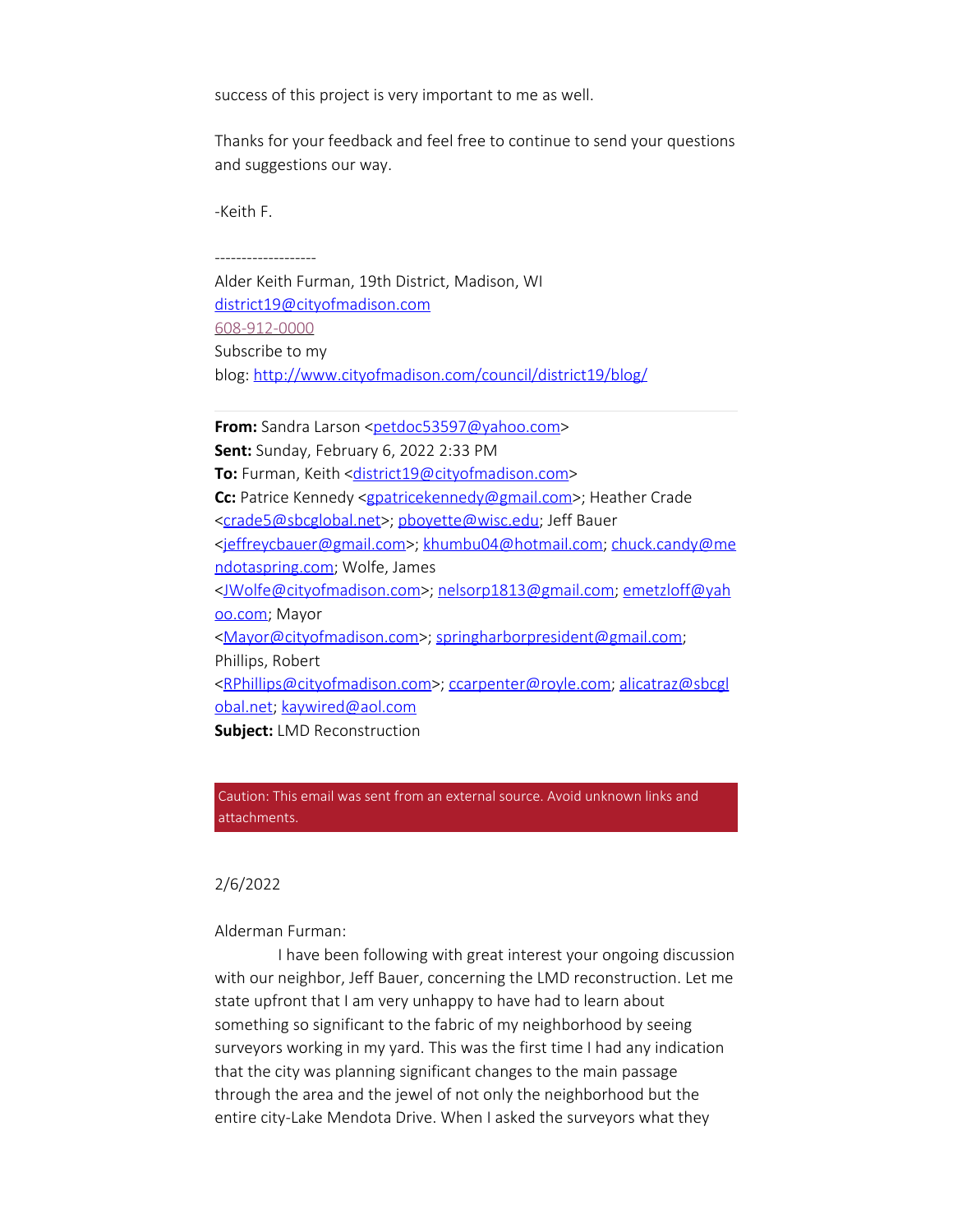success of this project is very important to me as well.

Thanks for your feedback and feel free to continue to send your questions and suggestions our way.

-Keith F.

-------------------

Alder Keith Furman, 19th District, Madison, WI
district19@cityofmadison.com
608-912-0000
Subscribe to my blog: http://www.cityofmadison.com/council/district19/blog/

---

**From:** Sandra Larson <petdoc53597@yahoo.com>
**Sent:** Sunday, February 6, 2022 2:33 PM
**To:** Furman, Keith <district19@cityofmadison.com>
**Cc:** Patrice Kennedy <gpatricekennedy@gmail.com>; Heather Crade <crade5@sbcglobal.net>; pboyette@wisc.edu; Jeff Bauer <jeffreycbauer@gmail.com>; khumbu04@hotmail.com; chuck.candy@mendotaspring.com; Wolfe, James <JWolfe@cityofmadison.com>; nelsorp1813@gmail.com; emetzloff@yahoo.com; Mayor <Mayor@cityofmadison.com>; springharborpresident@gmail.com; Phillips, Robert <RPhillips@cityofmadison.com>; ccarpenter@royle.com; alicatraz@sbcglobal.net; kaywired@aol.com
**Subject:** LMD Reconstruction

Caution: This email was sent from an external source. Avoid unknown links and attachments.

2/6/2022

Alderman Furman:

I have been following with great interest your ongoing discussion with our neighbor, Jeff Bauer, concerning the LMD reconstruction. Let me state upfront that I am very unhappy to have had to learn about something so significant to the fabric of my neighborhood by seeing surveyors working in my yard. This was the first time I had any indication that the city was planning significant changes to the main passage through the area and the jewel of not only the neighborhood but the entire city-Lake Mendota Drive. When I asked the surveyors what they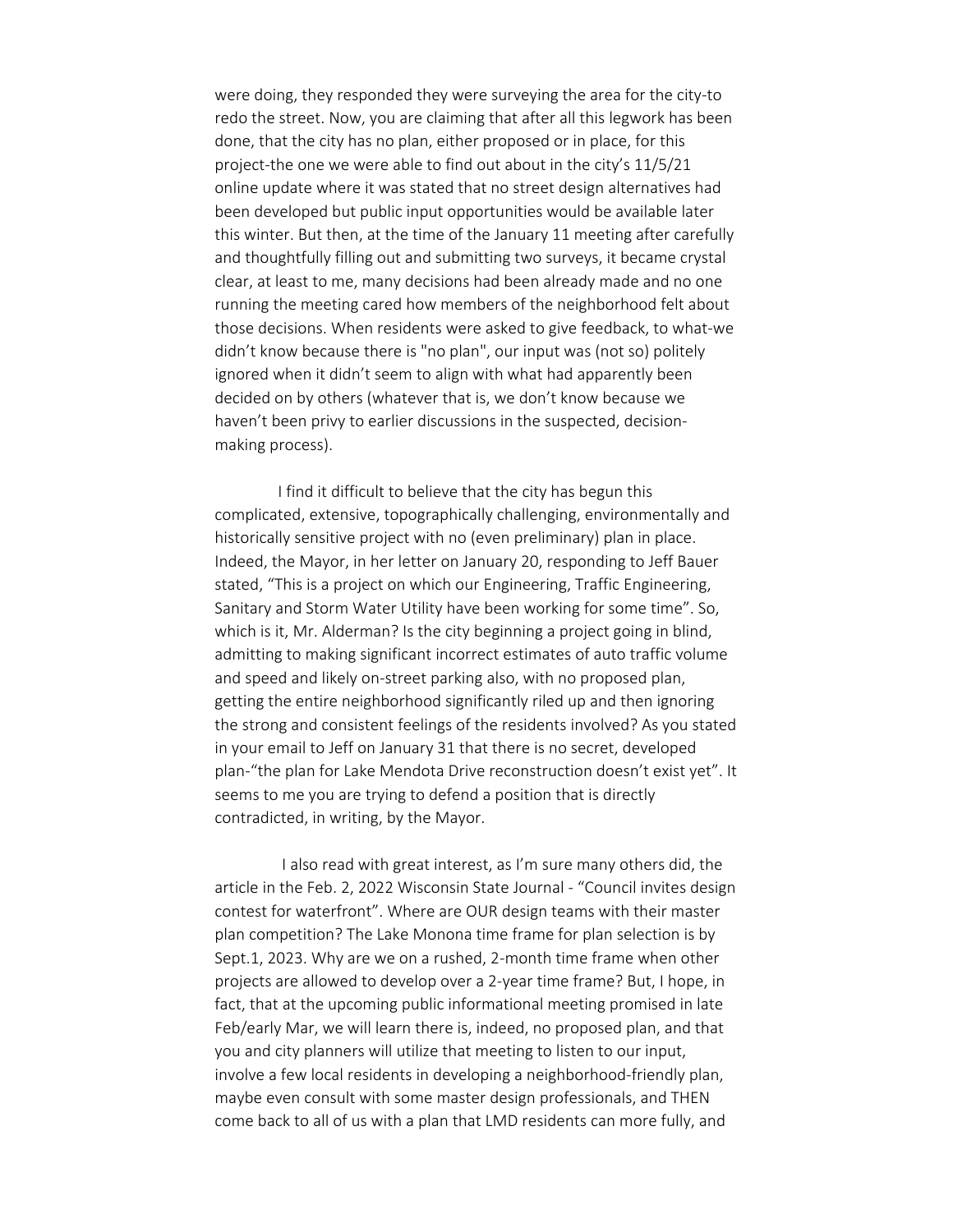were doing, they responded they were surveying the area for the city-to redo the street. Now, you are claiming that after all this legwork has been done, that the city has no plan, either proposed or in place, for this project-the one we were able to find out about in the city's 11/5/21 online update where it was stated that no street design alternatives had been developed but public input opportunities would be available later this winter. But then, at the time of the January 11 meeting after carefully and thoughtfully filling out and submitting two surveys, it became crystal clear, at least to me, many decisions had been already made and no one running the meeting cared how members of the neighborhood felt about those decisions. When residents were asked to give feedback, to what-we didn't know because there is "no plan", our input was (not so) politely ignored when it didn't seem to align with what had apparently been decided on by others (whatever that is, we don't know because we haven't been privy to earlier discussions in the suspected, decision-making process).

I find it difficult to believe that the city has begun this complicated, extensive, topographically challenging, environmentally and historically sensitive project with no (even preliminary) plan in place. Indeed, the Mayor, in her letter on January 20, responding to Jeff Bauer stated, "This is a project on which our Engineering, Traffic Engineering, Sanitary and Storm Water Utility have been working for some time". So, which is it, Mr. Alderman? Is the city beginning a project going in blind, admitting to making significant incorrect estimates of auto traffic volume and speed and likely on-street parking also, with no proposed plan, getting the entire neighborhood significantly riled up and then ignoring the strong and consistent feelings of the residents involved? As you stated in your email to Jeff on January 31 that there is no secret, developed plan-"the plan for Lake Mendota Drive reconstruction doesn't exist yet". It seems to me you are trying to defend a position that is directly contradicted, in writing, by the Mayor.

I also read with great interest, as I'm sure many others did, the article in the Feb. 2, 2022 Wisconsin State Journal - "Council invites design contest for waterfront". Where are OUR design teams with their master plan competition? The Lake Monona time frame for plan selection is by Sept.1, 2023. Why are we on a rushed, 2-month time frame when other projects are allowed to develop over a 2-year time frame? But, I hope, in fact, that at the upcoming public informational meeting promised in late Feb/early Mar, we will learn there is, indeed, no proposed plan, and that you and city planners will utilize that meeting to listen to our input, involve a few local residents in developing a neighborhood-friendly plan, maybe even consult with some master design professionals, and THEN come back to all of us with a plan that LMD residents can more fully, and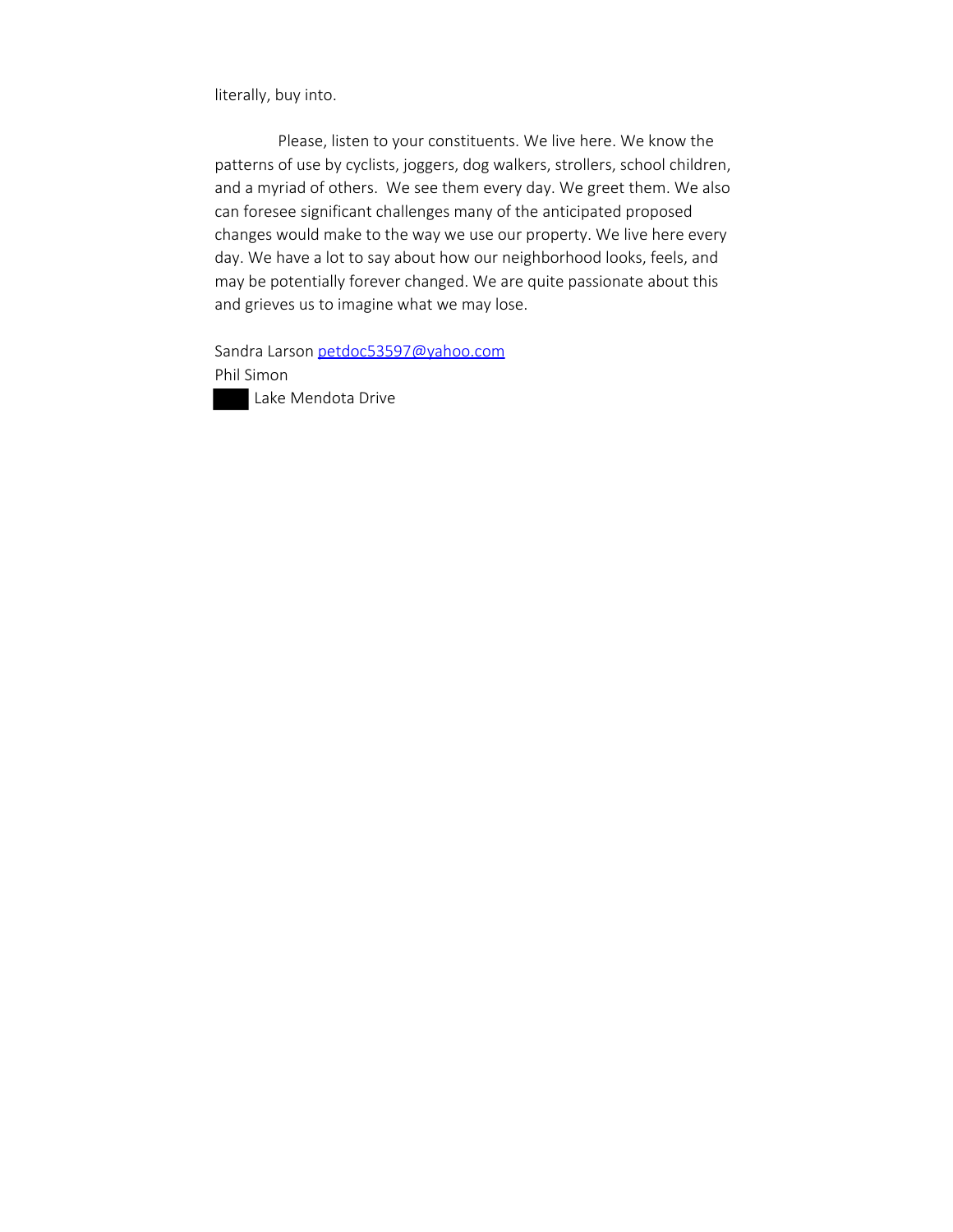literally, buy into.

Please, listen to your constituents. We live here. We know the patterns of use by cyclists, joggers, dog walkers, strollers, school children, and a myriad of others. We see them every day. We greet them. We also can foresee significant challenges many of the anticipated proposed changes would make to the way we use our property. We live here every day. We have a lot to say about how our neighborhood looks, feels, and may be potentially forever changed. We are quite passionate about this and grieves us to imagine what we may lose.

Sandra Larson petdoc53597@yahoo.com
Phil Simon
█████ Lake Mendota Drive